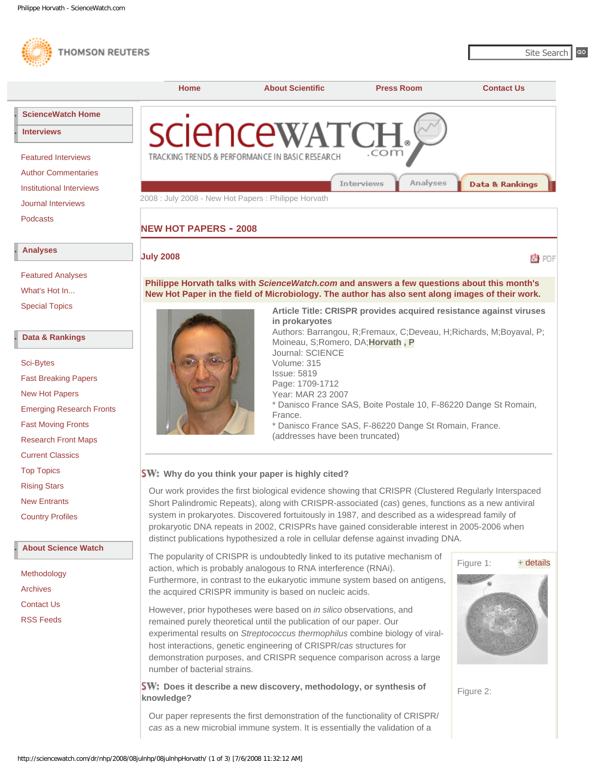2008 : July 2008 - New Hot Papers : Philippe Horvath

## NEW HOT PAPERS - 2008

### July 2008

**Philippe Horvath talks with *ScienceWatch.com* and answers a few questions about this month's New Hot Paper in the field of Microbiology. The author has also sent along images of their work.**

**Article Title: CRISPR provides acquired resistance against viruses in prokaryotes**
Authors: Barrangou, R;Fremaux, C;Deveau, H;Richards, M;Boyaval, P; Moineau, S;Romero, DA;**Horvath , P**
Journal: SCIENCE
Volume: 315
Issue: 5819
Page: 1709-1712
Year: MAR 23 2007
* Danisco France SAS, Boite Postale 10, F-86220 Dange St Romain, France.
* Danisco France SAS, F-86220 Dange St Romain, France.
(addresses have been truncated)

---

**SW: Why do you think your paper is highly cited?**

Our work provides the first biological evidence showing that CRISPR (Clustered Regularly Interspaced Short Palindromic Repeats), along with CRISPR-associated (*cas*) genes, functions as a new antiviral system in prokaryotes. Discovered fortuitously in 1987, and described as a widespread family of prokaryotic DNA repeats in 2002, CRISPRs have gained considerable interest in 2005-2006 when distinct publications hypothesized a role in cellular defense against invading DNA.

The popularity of CRISPR is undoubtedly linked to its putative mechanism of action, which is probably analogous to RNA interference (RNAi). Furthermore, in contrast to the eukaryotic immune system based on antigens, the acquired CRISPR immunity is based on nucleic acids.

However, prior hypotheses were based on *in silico* observations, and remained purely theoretical until the publication of our paper. Our experimental results on *Streptococcus thermophilus* combine biology of viral-host interactions, genetic engineering of CRISPR/*cas* structures for demonstration purposes, and CRISPR sequence comparison across a large number of bacterial strains.

Figure 1: + details

Figure 2:

**SW: Does it describe a new discovery, methodology, or synthesis of knowledge?**

Our paper represents the first demonstration of the functionality of CRISPR/*cas* as a new microbial immune system. It is essentially the validation of a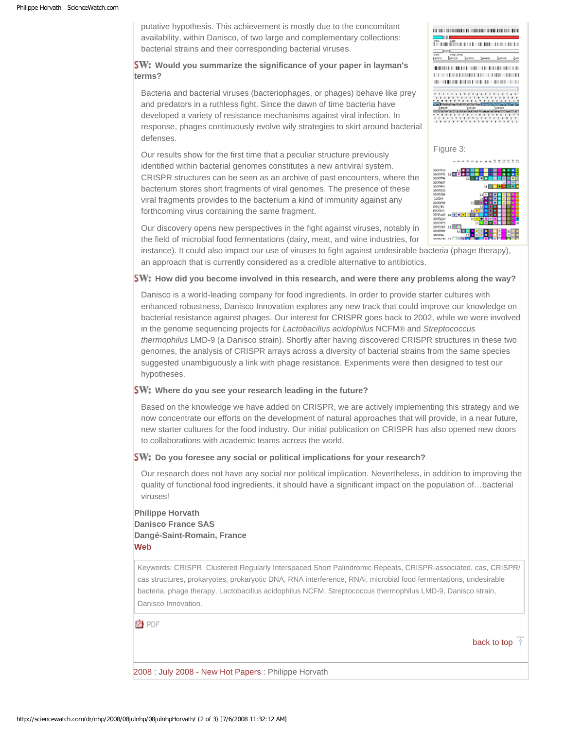putative hypothesis. This achievement is mostly due to the concomitant availability, within Danisco, of two large and complementary collections: bacterial strains and their corresponding bacterial viruses.

**SW: Would you summarize the significance of your paper in layman's terms?**

Bacteria and bacterial viruses (bacteriophages, or phages) behave like prey and predators in a ruthless fight. Since the dawn of time bacteria have developed a variety of resistance mechanisms against viral infection. In response, phages continuously evolve wily strategies to skirt around bacterial defenses.

Our results show for the first time that a peculiar structure previously identified within bacterial genomes constitutes a new antiviral system. CRISPR structures can be seen as an archive of past encounters, where the bacterium stores short fragments of viral genomes. The presence of these viral fragments provides to the bacterium a kind of immunity against any forthcoming virus containing the same fragment.

Our discovery opens new perspectives in the fight against viruses, notably in the field of microbial food fermentations (dairy, meat, and wine industries, for instance). It could also impact our use of viruses to fight against undesirable bacteria (phage therapy), an approach that is currently considered as a credible alternative to antibiotics.

Figure 3:

**SW: How did you become involved in this research, and were there any problems along the way?**

Danisco is a world-leading company for food ingredients. In order to provide starter cultures with enhanced robustness, Danisco Innovation explores any new track that could improve our knowledge on bacterial resistance against phages. Our interest for CRISPR goes back to 2002, while we were involved in the genome sequencing projects for *Lactobacillus acidophilus* NCFM® and *Streptococcus thermophilus* LMD-9 (a Danisco strain). Shortly after having discovered CRISPR structures in these two genomes, the analysis of CRISPR arrays across a diversity of bacterial strains from the same species suggested unambiguously a link with phage resistance. Experiments were then designed to test our hypotheses.

**SW: Where do you see your research leading in the future?**

Based on the knowledge we have added on CRISPR, we are actively implementing this strategy and we now concentrate our efforts on the development of natural approaches that will provide, in a near future, new starter cultures for the food industry. Our initial publication on CRISPR has also opened new doors to collaborations with academic teams across the world.

**SW: Do you foresee any social or political implications for your research?**

Our research does not have any social nor political implication. Nevertheless, in addition to improving the quality of functional food ingredients, it should have a significant impact on the population of…bacterial viruses!

**Philippe Horvath**
**Danisco France SAS**
**Dangé-Saint-Romain, France**
**Web**

Keywords: CRISPR, Clustered Regularly Interspaced Short Palindromic Repeats, CRISPR-associated, cas, CRISPR/cas structures, prokaryotes, prokaryotic DNA, RNA interference, RNAi, microbial food fermentations, undesirable bacteria, phage therapy, Lactobacillus acidophilus NCFM, Streptococcus thermophilus LMD-9, Danisco strain, Danisco Innovation.

PDF

back to top

2008 : July 2008 - New Hot Papers : Philippe Horvath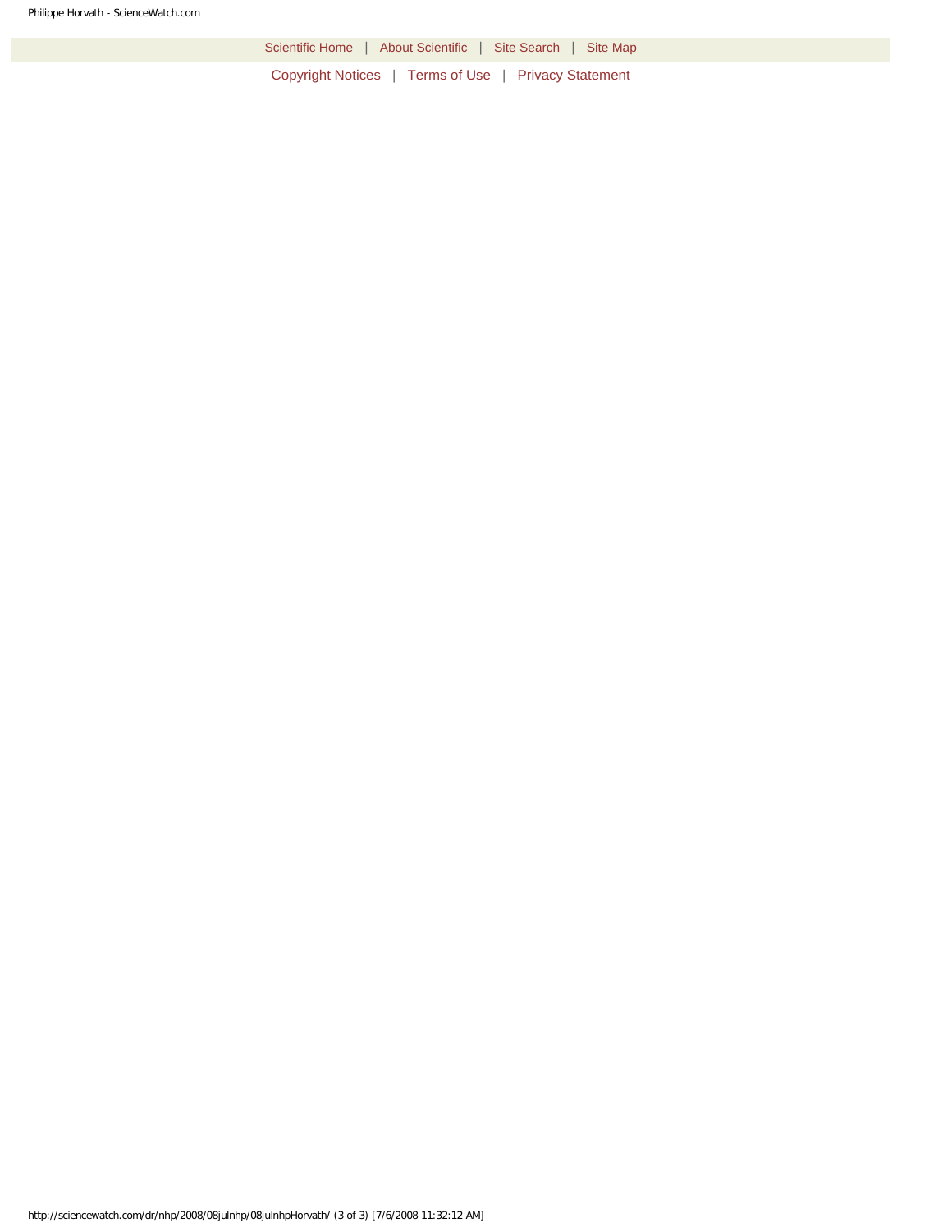Scientific Home | About Scientific | Site Search | Site Map

Copyright Notices | Terms of Use | Privacy Statement